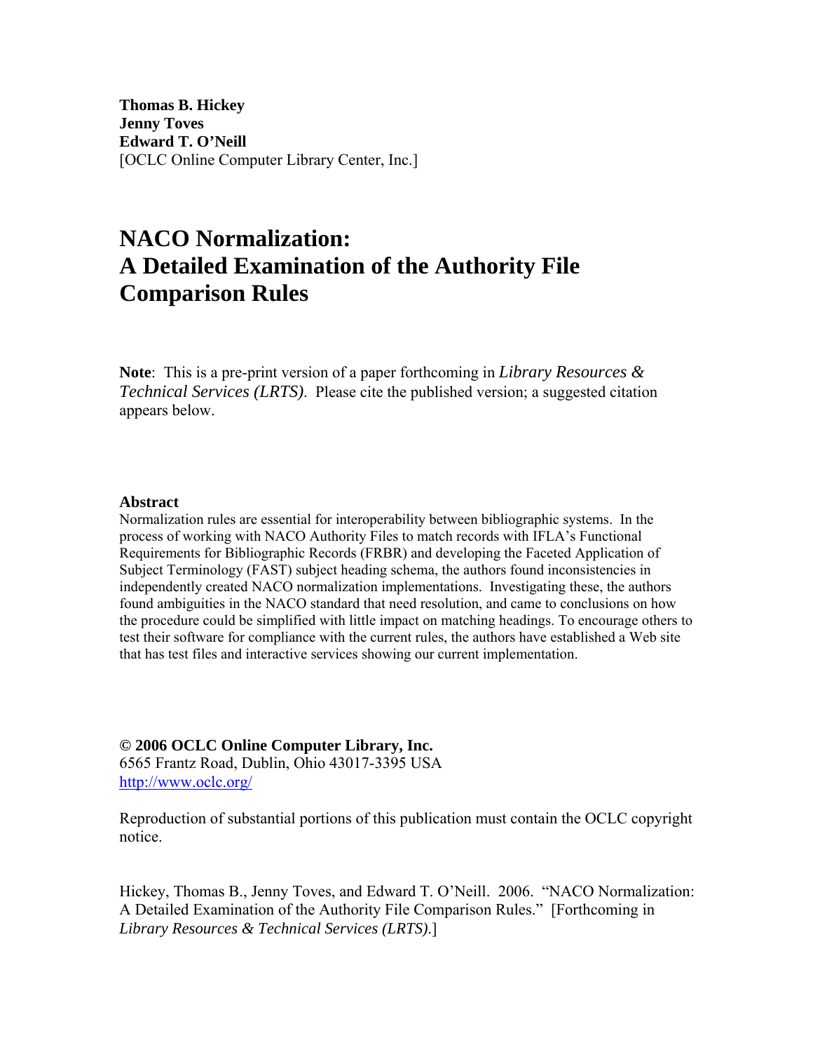**Thomas B. Hickey**
**Jenny Toves**
**Edward T. O'Neill**
[OCLC Online Computer Library Center, Inc.]

# NACO Normalization: A Detailed Examination of the Authority File Comparison Rules

**Note**: This is a pre-print version of a paper forthcoming in *Library Resources & Technical Services (LRTS)*. Please cite the published version; a suggested citation appears below.

**Abstract**

Normalization rules are essential for interoperability between bibliographic systems. In the process of working with NACO Authority Files to match records with IFLA's Functional Requirements for Bibliographic Records (FRBR) and developing the Faceted Application of Subject Terminology (FAST) subject heading schema, the authors found inconsistencies in independently created NACO normalization implementations. Investigating these, the authors found ambiguities in the NACO standard that need resolution, and came to conclusions on how the procedure could be simplified with little impact on matching headings. To encourage others to test their software for compliance with the current rules, the authors have established a Web site that has test files and interactive services showing our current implementation.

**© 2006 OCLC Online Computer Library, Inc.**
6565 Frantz Road, Dublin, Ohio 43017-3395 USA
http://www.oclc.org/

Reproduction of substantial portions of this publication must contain the OCLC copyright notice.

Hickey, Thomas B., Jenny Toves, and Edward T. O'Neill. 2006. "NACO Normalization: A Detailed Examination of the Authority File Comparison Rules." [Forthcoming in *Library Resources & Technical Services (LRTS)*.]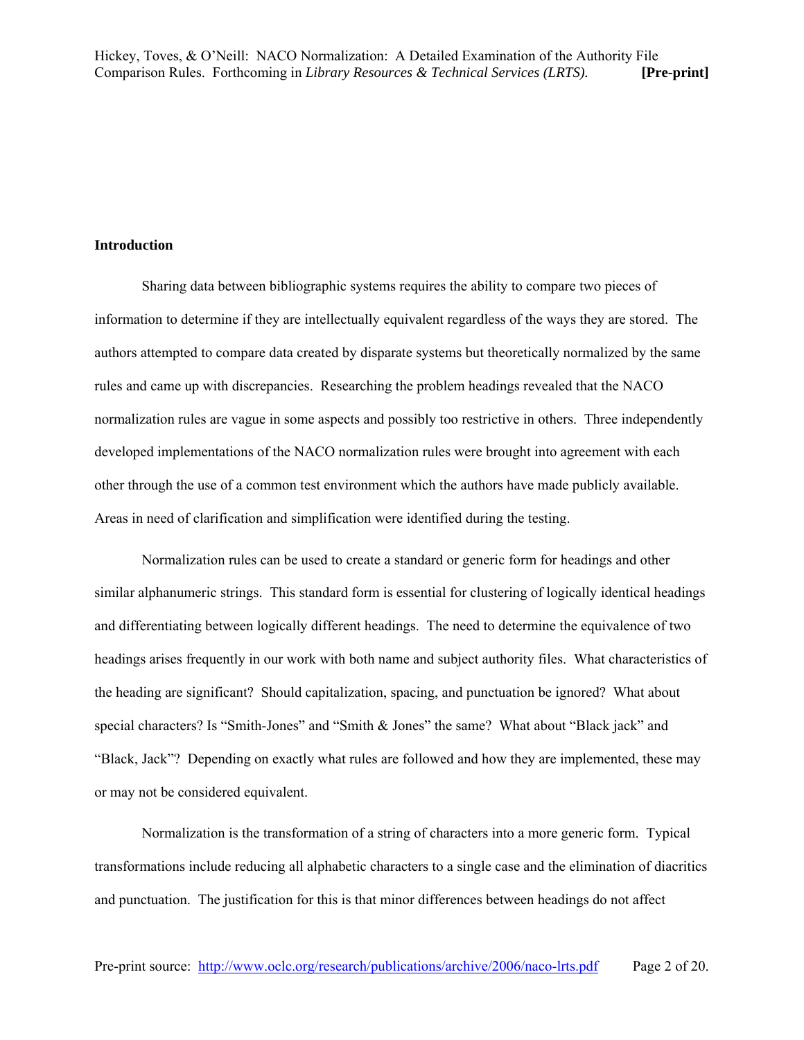## Introduction

Sharing data between bibliographic systems requires the ability to compare two pieces of information to determine if they are intellectually equivalent regardless of the ways they are stored. The authors attempted to compare data created by disparate systems but theoretically normalized by the same rules and came up with discrepancies. Researching the problem headings revealed that the NACO normalization rules are vague in some aspects and possibly too restrictive in others. Three independently developed implementations of the NACO normalization rules were brought into agreement with each other through the use of a common test environment which the authors have made publicly available. Areas in need of clarification and simplification were identified during the testing.

Normalization rules can be used to create a standard or generic form for headings and other similar alphanumeric strings. This standard form is essential for clustering of logically identical headings and differentiating between logically different headings. The need to determine the equivalence of two headings arises frequently in our work with both name and subject authority files. What characteristics of the heading are significant? Should capitalization, spacing, and punctuation be ignored? What about special characters? Is "Smith-Jones" and "Smith & Jones" the same? What about "Black jack" and "Black, Jack"? Depending on exactly what rules are followed and how they are implemented, these may or may not be considered equivalent.

Normalization is the transformation of a string of characters into a more generic form. Typical transformations include reducing all alphabetic characters to a single case and the elimination of diacritics and punctuation. The justification for this is that minor differences between headings do not affect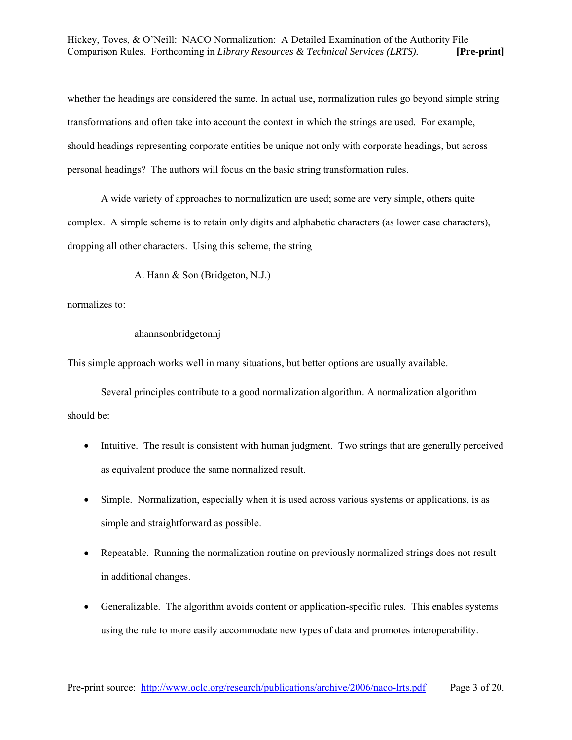whether the headings are considered the same. In actual use, normalization rules go beyond simple string transformations and often take into account the context in which the strings are used. For example, should headings representing corporate entities be unique not only with corporate headings, but across personal headings? The authors will focus on the basic string transformation rules.

A wide variety of approaches to normalization are used; some are very simple, others quite complex. A simple scheme is to retain only digits and alphabetic characters (as lower case characters), dropping all other characters. Using this scheme, the string

> A. Hann & Son (Bridgeton, N.J.)

normalizes to:

> ahannsonbridgetonnj

This simple approach works well in many situations, but better options are usually available.

Several principles contribute to a good normalization algorithm. A normalization algorithm should be:

- Intuitive. The result is consistent with human judgment. Two strings that are generally perceived as equivalent produce the same normalized result.
- Simple. Normalization, especially when it is used across various systems or applications, is as simple and straightforward as possible.
- Repeatable. Running the normalization routine on previously normalized strings does not result in additional changes.
- Generalizable. The algorithm avoids content or application-specific rules. This enables systems using the rule to more easily accommodate new types of data and promotes interoperability.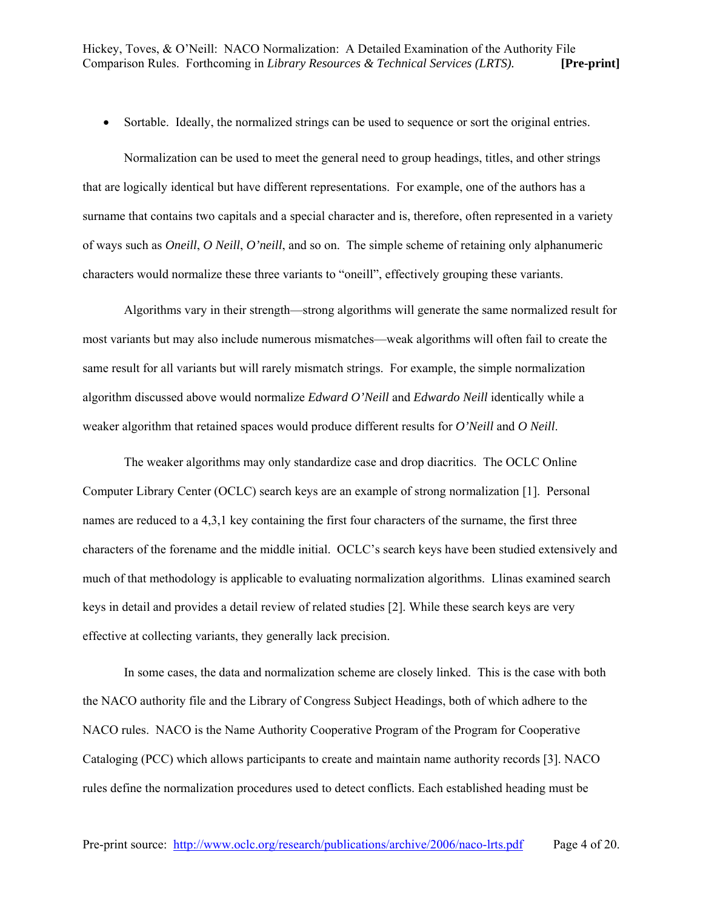- Sortable. Ideally, the normalized strings can be used to sequence or sort the original entries.

Normalization can be used to meet the general need to group headings, titles, and other strings that are logically identical but have different representations. For example, one of the authors has a surname that contains two capitals and a special character and is, therefore, often represented in a variety of ways such as *Oneill*, *O Neill*, *O'neill*, and so on. The simple scheme of retaining only alphanumeric characters would normalize these three variants to "oneill", effectively grouping these variants.

Algorithms vary in their strength—strong algorithms will generate the same normalized result for most variants but may also include numerous mismatches—weak algorithms will often fail to create the same result for all variants but will rarely mismatch strings. For example, the simple normalization algorithm discussed above would normalize *Edward O'Neill* and *Edwardo Neill* identically while a weaker algorithm that retained spaces would produce different results for *O'Neill* and *O Neill*.

The weaker algorithms may only standardize case and drop diacritics. The OCLC Online Computer Library Center (OCLC) search keys are an example of strong normalization [1]. Personal names are reduced to a 4,3,1 key containing the first four characters of the surname, the first three characters of the forename and the middle initial. OCLC's search keys have been studied extensively and much of that methodology is applicable to evaluating normalization algorithms. Llinas examined search keys in detail and provides a detail review of related studies [2]. While these search keys are very effective at collecting variants, they generally lack precision.

In some cases, the data and normalization scheme are closely linked. This is the case with both the NACO authority file and the Library of Congress Subject Headings, both of which adhere to the NACO rules. NACO is the Name Authority Cooperative Program of the Program for Cooperative Cataloging (PCC) which allows participants to create and maintain name authority records [3]. NACO rules define the normalization procedures used to detect conflicts. Each established heading must be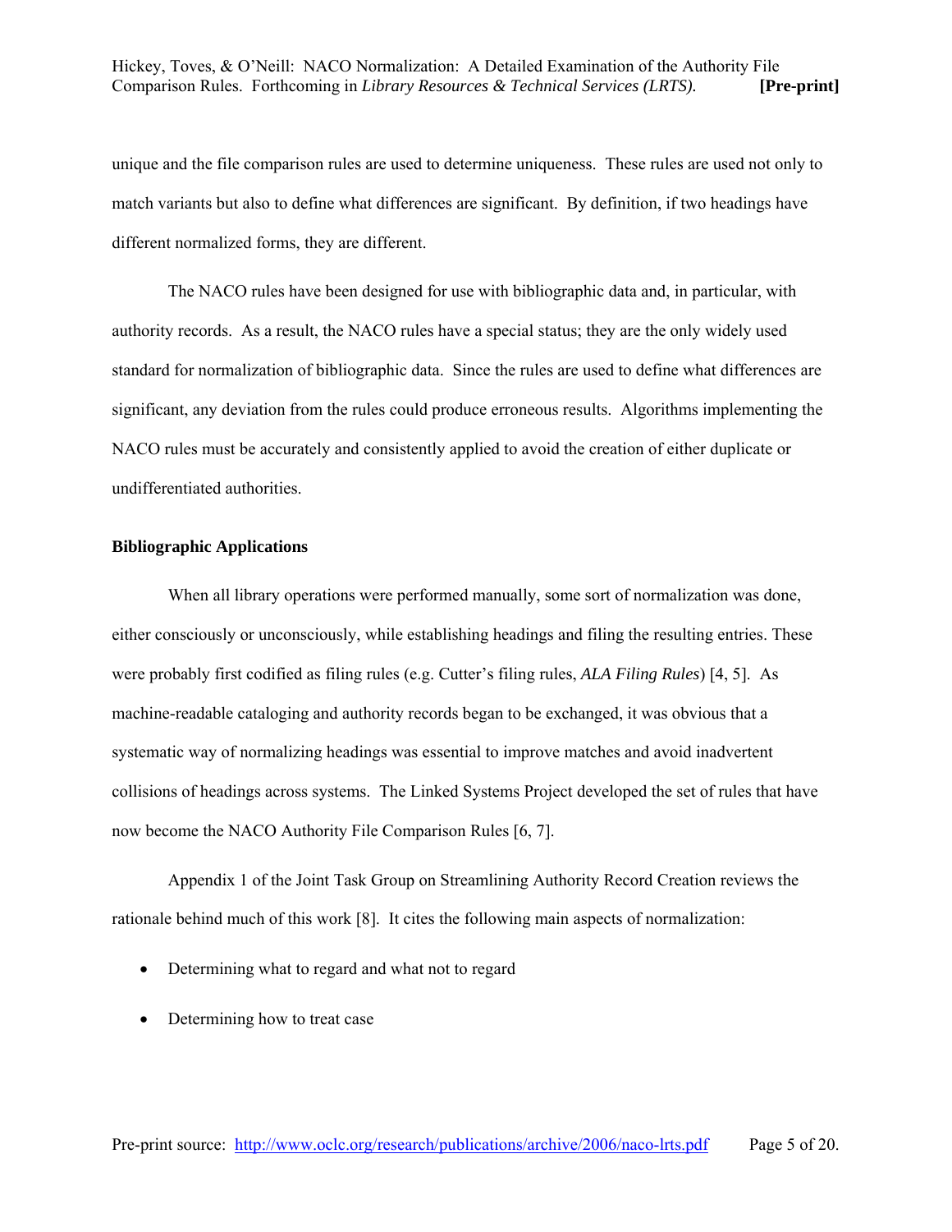unique and the file comparison rules are used to determine uniqueness. These rules are used not only to match variants but also to define what differences are significant. By definition, if two headings have different normalized forms, they are different.

The NACO rules have been designed for use with bibliographic data and, in particular, with authority records. As a result, the NACO rules have a special status; they are the only widely used standard for normalization of bibliographic data. Since the rules are used to define what differences are significant, any deviation from the rules could produce erroneous results. Algorithms implementing the NACO rules must be accurately and consistently applied to avoid the creation of either duplicate or undifferentiated authorities.

**Bibliographic Applications**

When all library operations were performed manually, some sort of normalization was done, either consciously or unconsciously, while establishing headings and filing the resulting entries. These were probably first codified as filing rules (e.g. Cutter's filing rules, *ALA Filing Rules*) [4, 5]. As machine-readable cataloging and authority records began to be exchanged, it was obvious that a systematic way of normalizing headings was essential to improve matches and avoid inadvertent collisions of headings across systems. The Linked Systems Project developed the set of rules that have now become the NACO Authority File Comparison Rules [6, 7].

Appendix 1 of the Joint Task Group on Streamlining Authority Record Creation reviews the rationale behind much of this work [8]. It cites the following main aspects of normalization:

- Determining what to regard and what not to regard
- Determining how to treat case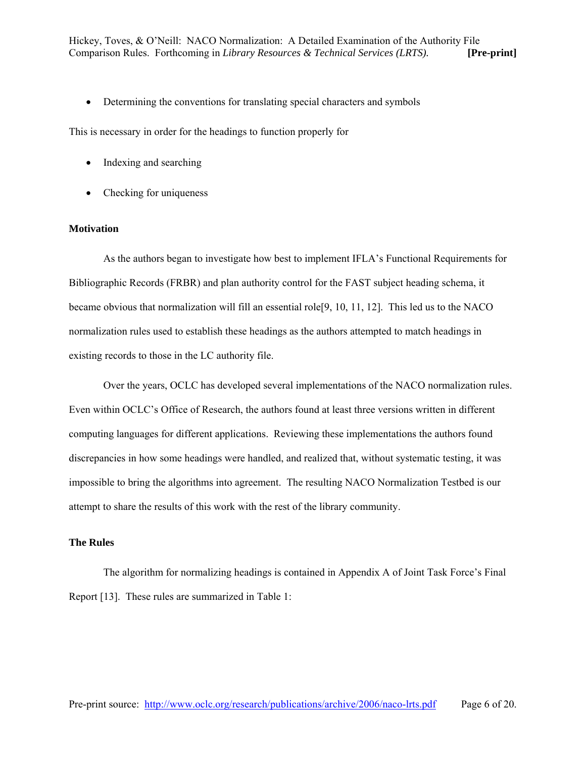- Determining the conventions for translating special characters and symbols

This is necessary in order for the headings to function properly for

- Indexing and searching
- Checking for uniqueness

**Motivation**

As the authors began to investigate how best to implement IFLA's Functional Requirements for Bibliographic Records (FRBR) and plan authority control for the FAST subject heading schema, it became obvious that normalization will fill an essential role[9, 10, 11, 12]. This led us to the NACO normalization rules used to establish these headings as the authors attempted to match headings in existing records to those in the LC authority file.

Over the years, OCLC has developed several implementations of the NACO normalization rules. Even within OCLC's Office of Research, the authors found at least three versions written in different computing languages for different applications. Reviewing these implementations the authors found discrepancies in how some headings were handled, and realized that, without systematic testing, it was impossible to bring the algorithms into agreement. The resulting NACO Normalization Testbed is our attempt to share the results of this work with the rest of the library community.

**The Rules**

The algorithm for normalizing headings is contained in Appendix A of Joint Task Force's Final Report [13]. These rules are summarized in Table 1: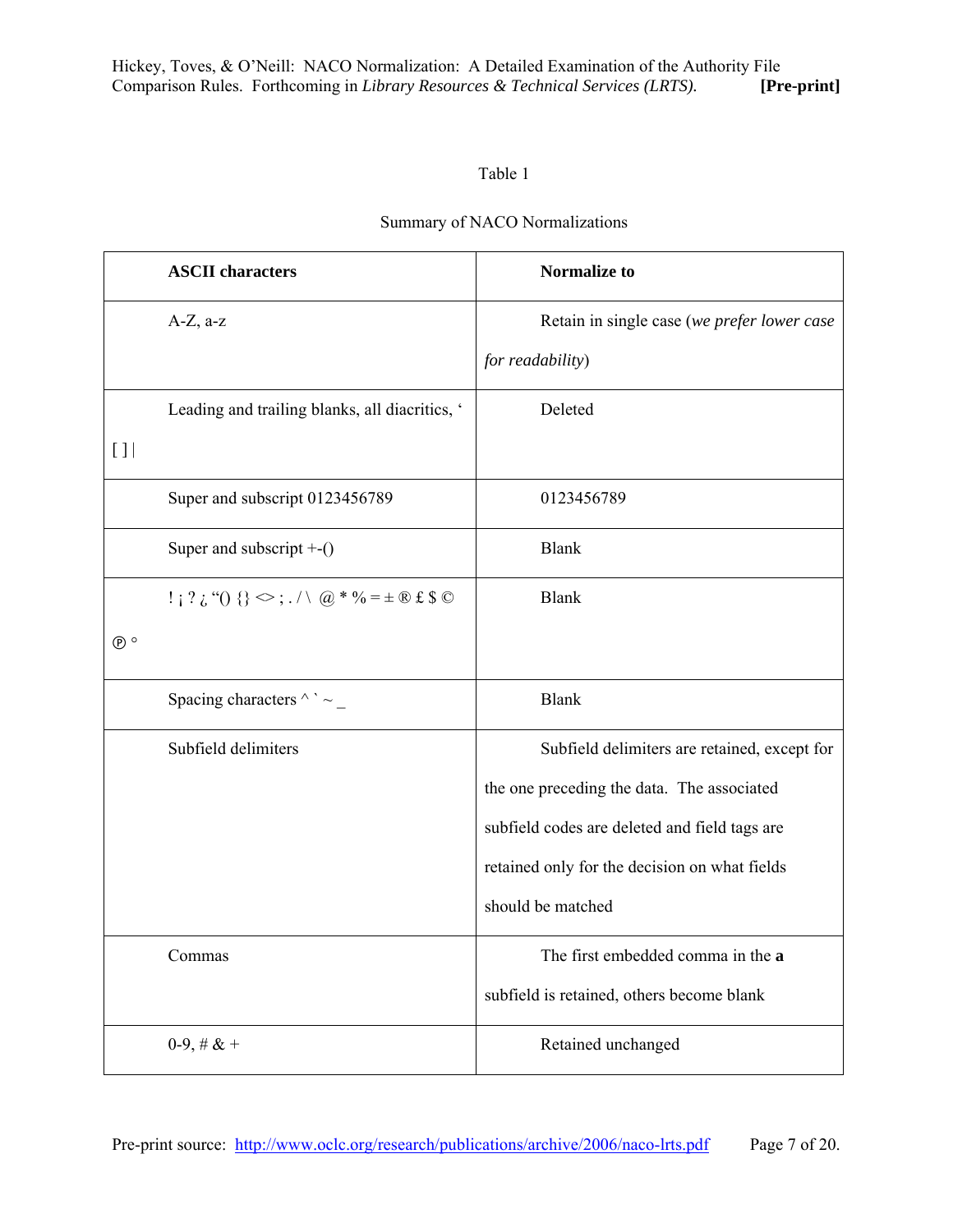Table 1

Summary of NACO Normalizations

| ASCII characters | Normalize to |
|---|---|
| A-Z, a-z | Retain in single case (*we prefer lower case for readability*) |
| Leading and trailing blanks, all diacritics, ' [ ] \| | Deleted |
| Super and subscript 0123456789 | 0123456789 |
| Super and subscript +-() | Blank |
| ! ¡ ? ¿ "() {} <> ; . / \ @ * % = ± ® £ $ © ℗ ° | Blank |
| Spacing characters ^ ` ~ _ | Blank |
| Subfield delimiters | Subfield delimiters are retained, except for the one preceding the data. The associated subfield codes are deleted and field tags are retained only for the decision on what fields should be matched |
| Commas | The first embedded comma in the **a** subfield is retained, others become blank |
| 0-9, # & + | Retained unchanged |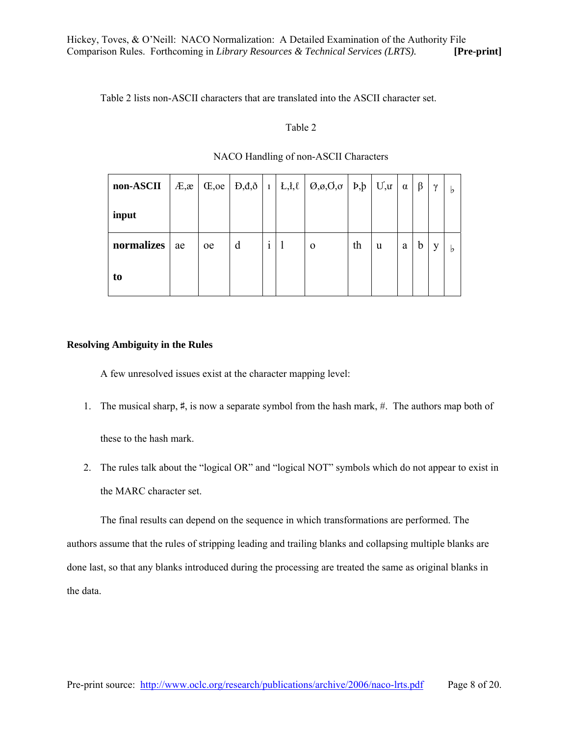Table 2 lists non-ASCII characters that are translated into the ASCII character set.

Table 2

NACO Handling of non-ASCII Characters

| **non-ASCII input** | Æ,æ | Œ,oe | Đ,đ,ð | ı | Ł,ł,ℓ | Ø,ø,Ơ,ơ | Þ,þ | Ư,ư | α | β | γ | ♭ |
|---|---|---|---|---|---|---|---|---|---|---|---|---|
| **normalizes to** | ae | oe | d | i | l | o | th | u | a | b | y | ♭ |

**Resolving Ambiguity in the Rules**

A few unresolved issues exist at the character mapping level:

1. The musical sharp, ♯, is now a separate symbol from the hash mark, #. The authors map both of these to the hash mark.
2. The rules talk about the "logical OR" and "logical NOT" symbols which do not appear to exist in the MARC character set.

The final results can depend on the sequence in which transformations are performed. The authors assume that the rules of stripping leading and trailing blanks and collapsing multiple blanks are done last, so that any blanks introduced during the processing are treated the same as original blanks in the data.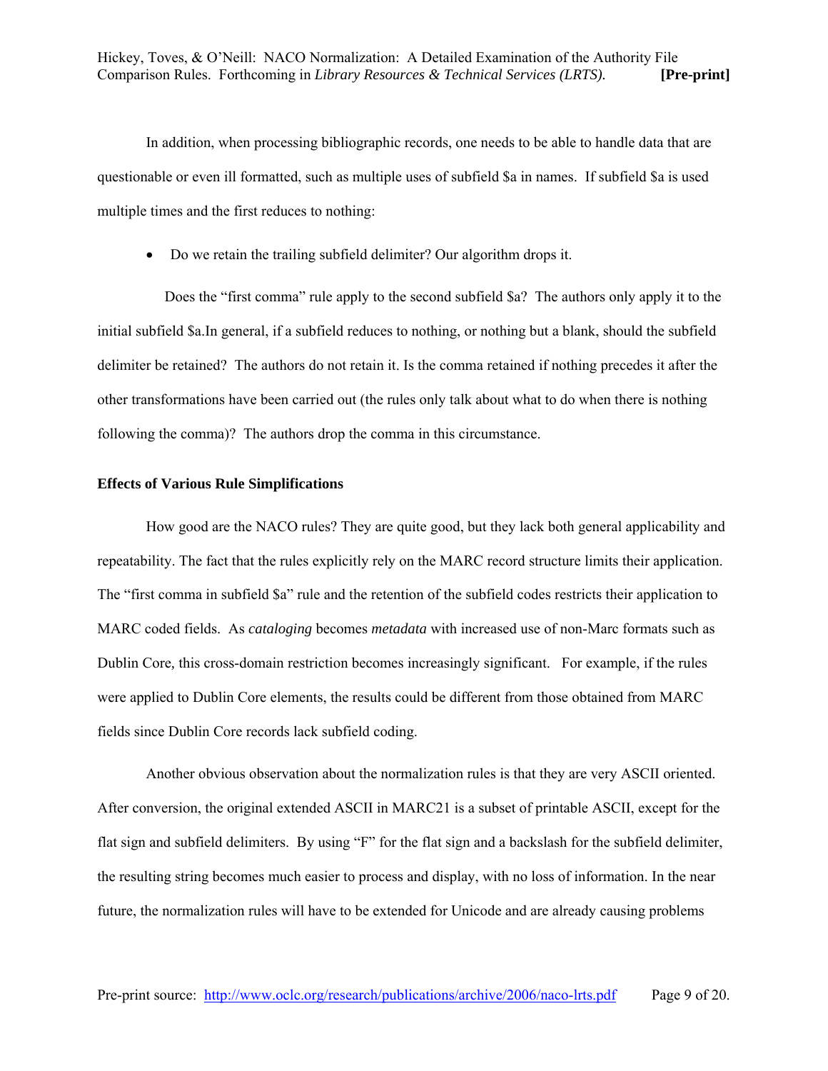In addition, when processing bibliographic records, one needs to be able to handle data that are questionable or even ill formatted, such as multiple uses of subfield $a in names. If subfield $a is used multiple times and the first reduces to nothing:

- Do we retain the trailing subfield delimiter? Our algorithm drops it.

Does the "first comma" rule apply to the second subfield $a? The authors only apply it to the initial subfield $a.In general, if a subfield reduces to nothing, or nothing but a blank, should the subfield delimiter be retained? The authors do not retain it. Is the comma retained if nothing precedes it after the other transformations have been carried out (the rules only talk about what to do when there is nothing following the comma)? The authors drop the comma in this circumstance.

**Effects of Various Rule Simplifications**

How good are the NACO rules? They are quite good, but they lack both general applicability and repeatability. The fact that the rules explicitly rely on the MARC record structure limits their application. The "first comma in subfield $a" rule and the retention of the subfield codes restricts their application to MARC coded fields. As *cataloging* becomes *metadata* with increased use of non-Marc formats such as Dublin Core, this cross-domain restriction becomes increasingly significant. For example, if the rules were applied to Dublin Core elements, the results could be different from those obtained from MARC fields since Dublin Core records lack subfield coding.

Another obvious observation about the normalization rules is that they are very ASCII oriented. After conversion, the original extended ASCII in MARC21 is a subset of printable ASCII, except for the flat sign and subfield delimiters. By using "F" for the flat sign and a backslash for the subfield delimiter, the resulting string becomes much easier to process and display, with no loss of information. In the near future, the normalization rules will have to be extended for Unicode and are already causing problems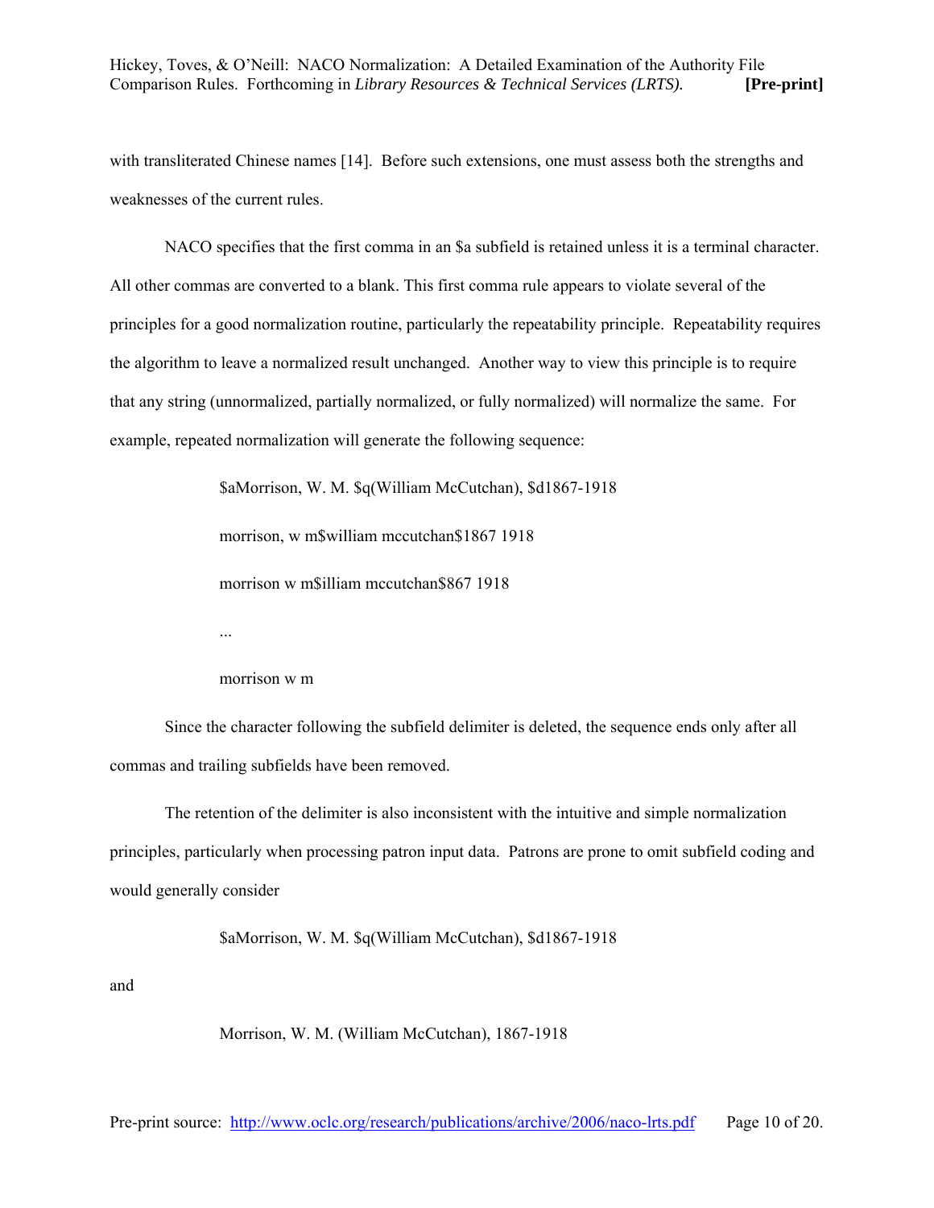with transliterated Chinese names [14]. Before such extensions, one must assess both the strengths and weaknesses of the current rules.

NACO specifies that the first comma in an $a subfield is retained unless it is a terminal character. All other commas are converted to a blank. This first comma rule appears to violate several of the principles for a good normalization routine, particularly the repeatability principle. Repeatability requires the algorithm to leave a normalized result unchanged. Another way to view this principle is to require that any string (unnormalized, partially normalized, or fully normalized) will normalize the same. For example, repeated normalization will generate the following sequence:

> $aMorrison, W. M. $q(William McCutchan), $d1867-1918
>
> morrison, w m$william mccutchan$1867 1918
>
> morrison w m$illiam mccutchan$867 1918
>
> ...
>
> morrison w m

Since the character following the subfield delimiter is deleted, the sequence ends only after all commas and trailing subfields have been removed.

The retention of the delimiter is also inconsistent with the intuitive and simple normalization principles, particularly when processing patron input data. Patrons are prone to omit subfield coding and would generally consider

> $aMorrison, W. M. $q(William McCutchan), $d1867-1918

and

> Morrison, W. M. (William McCutchan), 1867-1918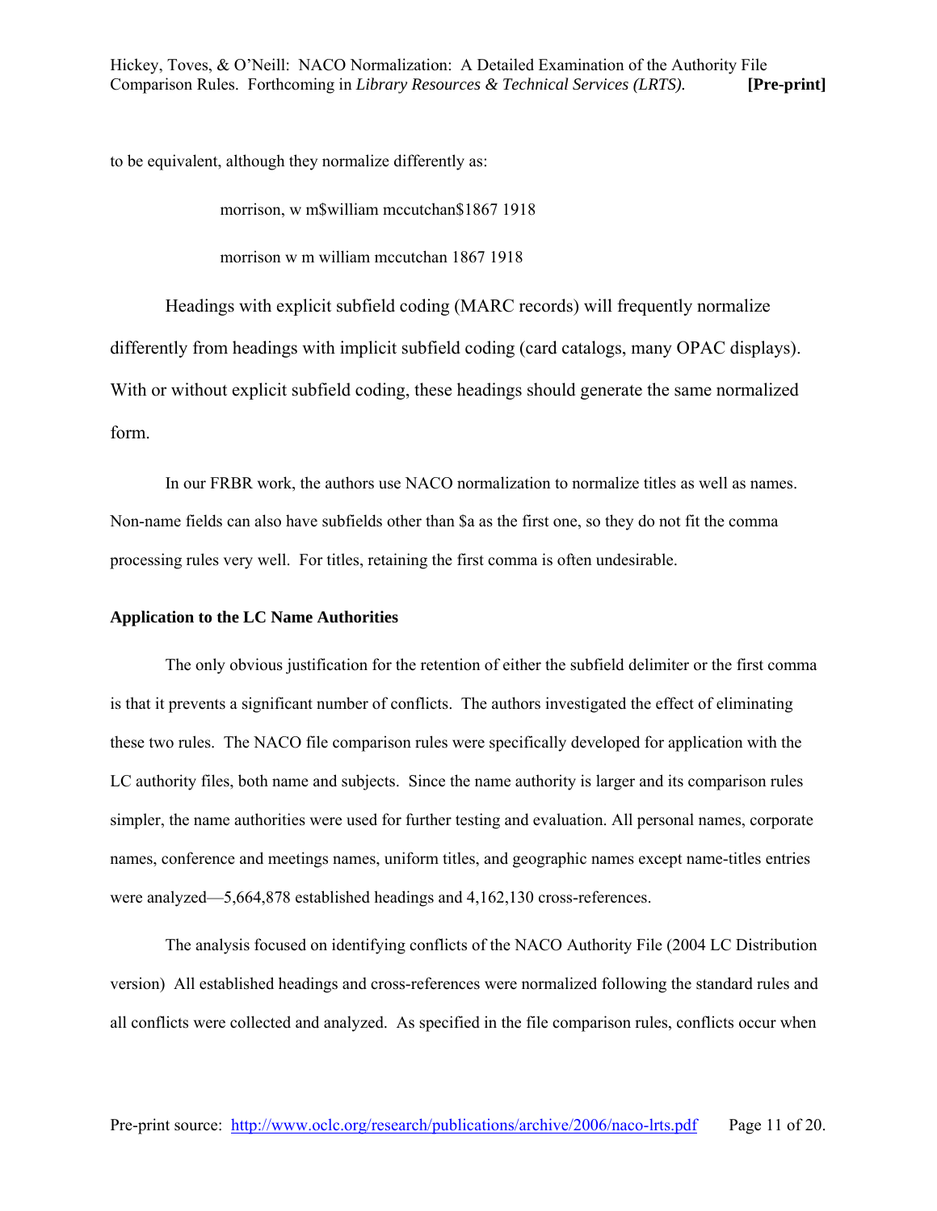to be equivalent, although they normalize differently as:

morrison, w m$william mccutchan$1867 1918

morrison w m william mccutchan 1867 1918

Headings with explicit subfield coding (MARC records) will frequently normalize differently from headings with implicit subfield coding (card catalogs, many OPAC displays). With or without explicit subfield coding, these headings should generate the same normalized form.

In our FRBR work, the authors use NACO normalization to normalize titles as well as names. Non-name fields can also have subfields other than $a as the first one, so they do not fit the comma processing rules very well. For titles, retaining the first comma is often undesirable.

**Application to the LC Name Authorities**

The only obvious justification for the retention of either the subfield delimiter or the first comma is that it prevents a significant number of conflicts. The authors investigated the effect of eliminating these two rules. The NACO file comparison rules were specifically developed for application with the LC authority files, both name and subjects. Since the name authority is larger and its comparison rules simpler, the name authorities were used for further testing and evaluation. All personal names, corporate names, conference and meetings names, uniform titles, and geographic names except name-titles entries were analyzed—5,664,878 established headings and 4,162,130 cross-references.

The analysis focused on identifying conflicts of the NACO Authority File (2004 LC Distribution version) All established headings and cross-references were normalized following the standard rules and all conflicts were collected and analyzed. As specified in the file comparison rules, conflicts occur when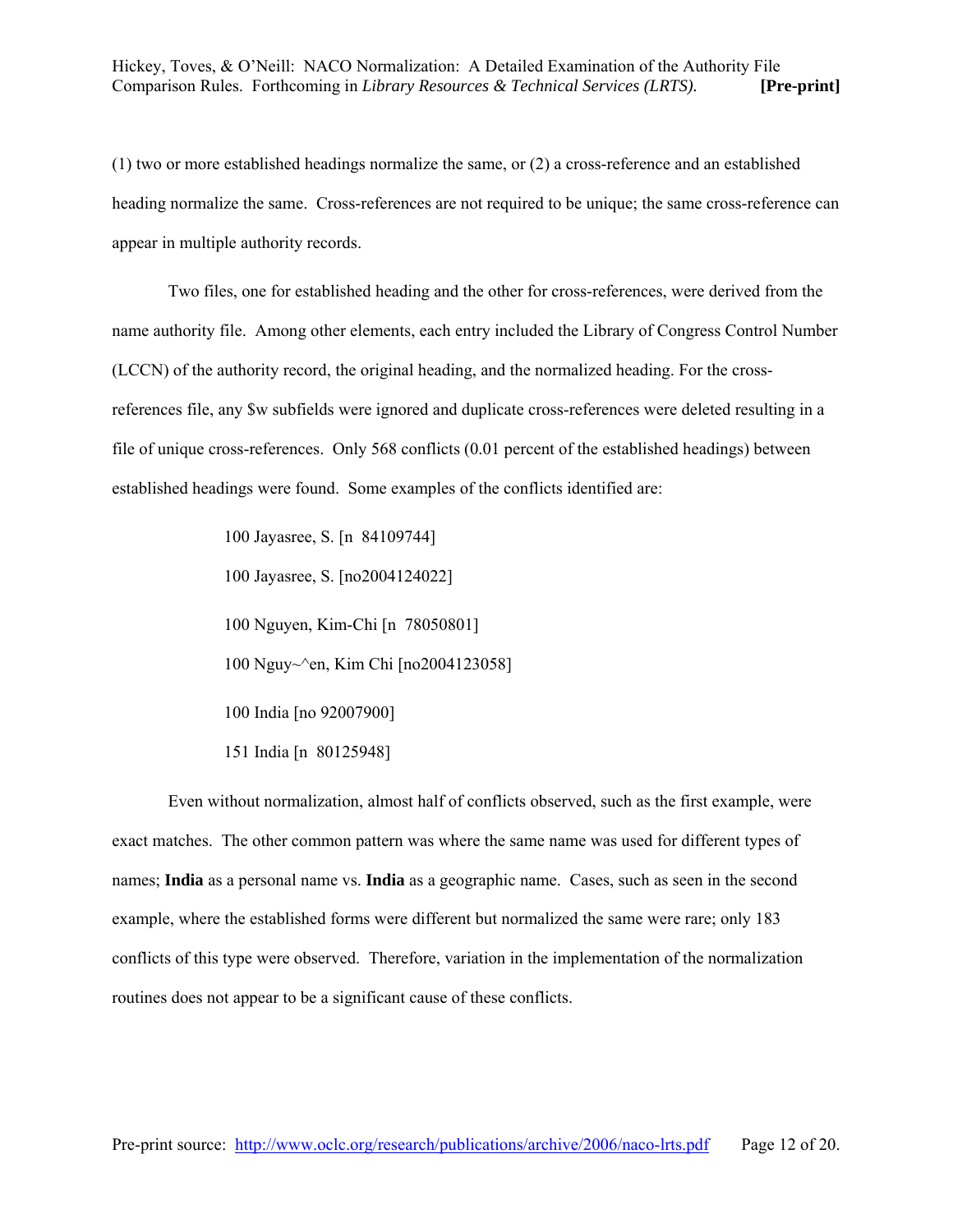(1) two or more established headings normalize the same, or (2) a cross-reference and an established heading normalize the same. Cross-references are not required to be unique; the same cross-reference can appear in multiple authority records.

Two files, one for established heading and the other for cross-references, were derived from the name authority file. Among other elements, each entry included the Library of Congress Control Number (LCCN) of the authority record, the original heading, and the normalized heading. For the cross-references file, any $w subfields were ignored and duplicate cross-references were deleted resulting in a file of unique cross-references. Only 568 conflicts (0.01 percent of the established headings) between established headings were found. Some examples of the conflicts identified are:

> 100 Jayasree, S. [n 84109744]
>
> 100 Jayasree, S. [no2004124022]
>
> 100 Nguyen, Kim-Chi [n 78050801]
>
> 100 Nguy~^en, Kim Chi [no2004123058]
>
> 100 India [no 92007900]
>
> 151 India [n 80125948]

Even without normalization, almost half of conflicts observed, such as the first example, were exact matches. The other common pattern was where the same name was used for different types of names; **India** as a personal name vs. **India** as a geographic name. Cases, such as seen in the second example, where the established forms were different but normalized the same were rare; only 183 conflicts of this type were observed. Therefore, variation in the implementation of the normalization routines does not appear to be a significant cause of these conflicts.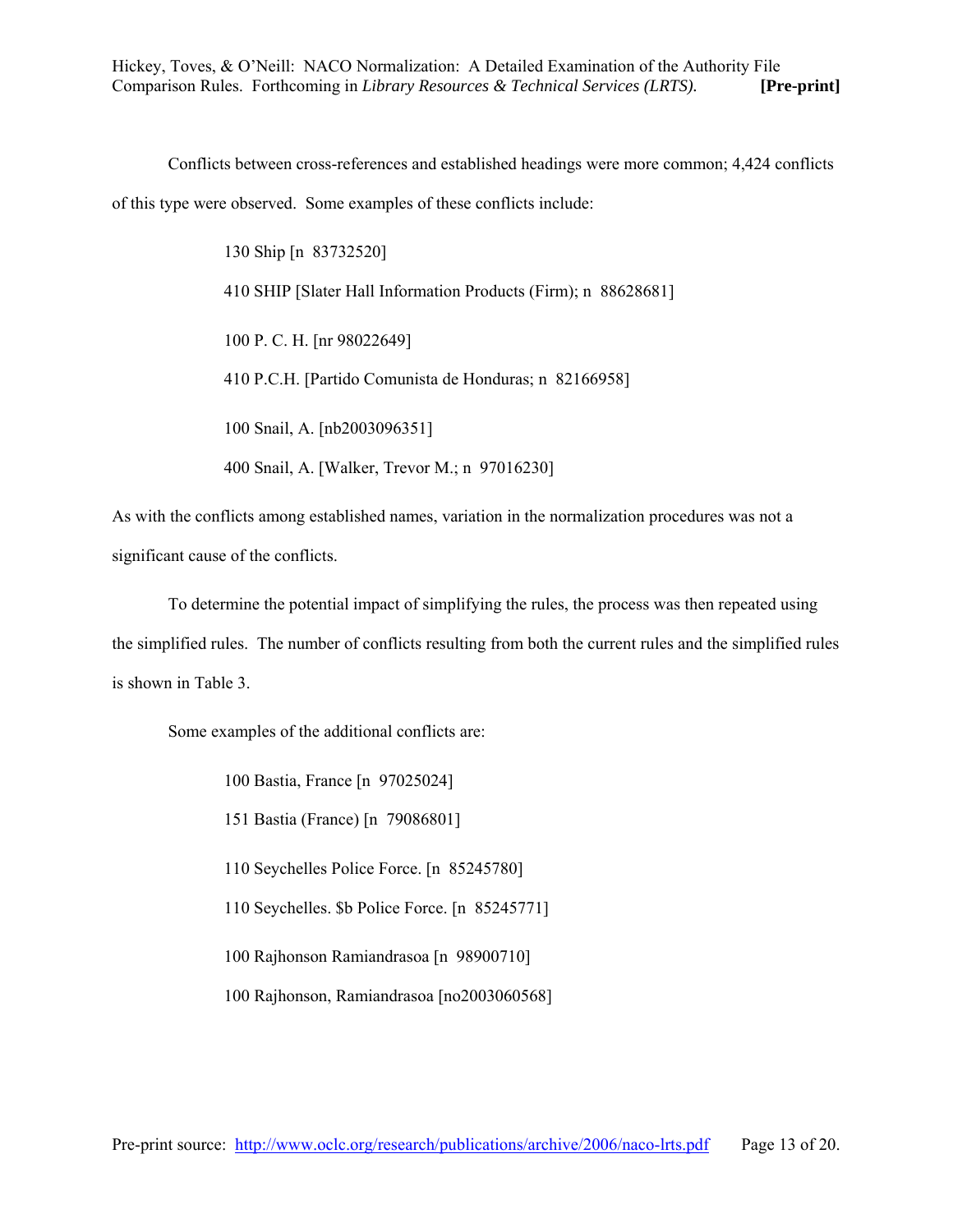Conflicts between cross-references and established headings were more common; 4,424 conflicts of this type were observed. Some examples of these conflicts include:

> 130 Ship [n 83732520]
>
> 410 SHIP [Slater Hall Information Products (Firm); n 88628681]
>
> 100 P. C. H. [nr 98022649]
>
> 410 P.C.H. [Partido Comunista de Honduras; n 82166958]
>
> 100 Snail, A. [nb2003096351]
>
> 400 Snail, A. [Walker, Trevor M.; n 97016230]

As with the conflicts among established names, variation in the normalization procedures was not a significant cause of the conflicts.

To determine the potential impact of simplifying the rules, the process was then repeated using the simplified rules. The number of conflicts resulting from both the current rules and the simplified rules is shown in Table 3.

Some examples of the additional conflicts are:

> 100 Bastia, France [n 97025024]
>
> 151 Bastia (France) [n 79086801]
>
> 110 Seychelles Police Force. [n 85245780]
>
> 110 Seychelles. $b Police Force. [n 85245771]
>
> 100 Rajhonson Ramiandrasoa [n 98900710]
>
> 100 Rajhonson, Ramiandrasoa [no2003060568]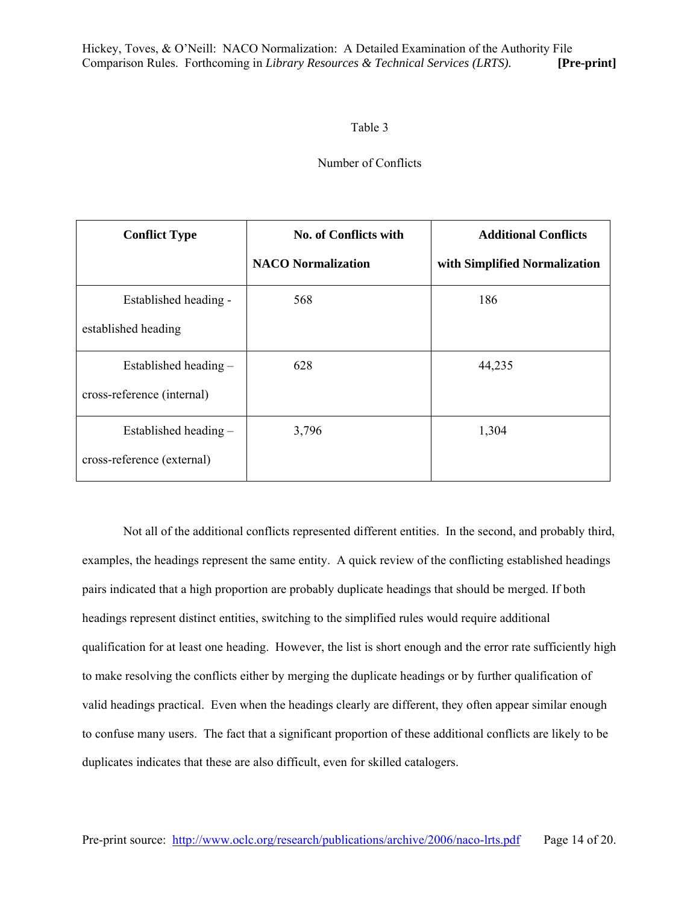Table 3

Number of Conflicts

| Conflict Type | No. of Conflicts with NACO Normalization | Additional Conflicts with Simplified Normalization |
|---|---|---|
| Established heading - established heading | 568 | 186 |
| Established heading – cross-reference (internal) | 628 | 44,235 |
| Established heading – cross-reference (external) | 3,796 | 1,304 |

Not all of the additional conflicts represented different entities. In the second, and probably third, examples, the headings represent the same entity. A quick review of the conflicting established headings pairs indicated that a high proportion are probably duplicate headings that should be merged. If both headings represent distinct entities, switching to the simplified rules would require additional qualification for at least one heading. However, the list is short enough and the error rate sufficiently high to make resolving the conflicts either by merging the duplicate headings or by further qualification of valid headings practical. Even when the headings clearly are different, they often appear similar enough to confuse many users. The fact that a significant proportion of these additional conflicts are likely to be duplicates indicates that these are also difficult, even for skilled catalogers.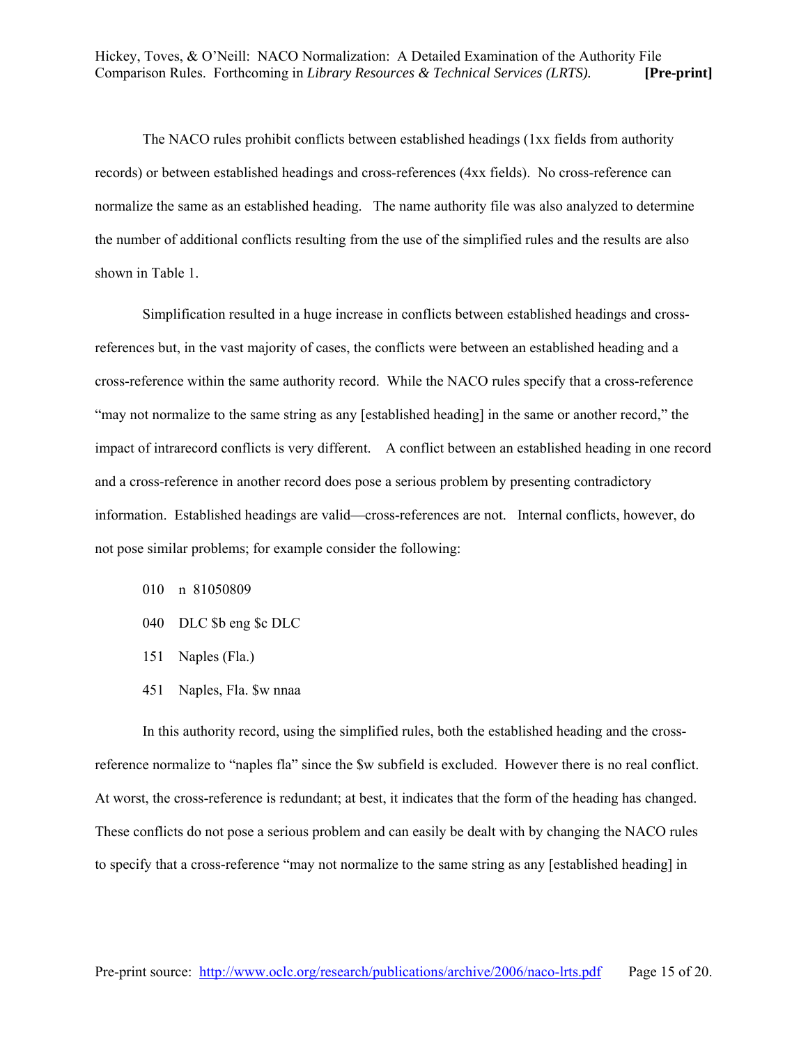The NACO rules prohibit conflicts between established headings (1xx fields from authority records) or between established headings and cross-references (4xx fields). No cross-reference can normalize the same as an established heading. The name authority file was also analyzed to determine the number of additional conflicts resulting from the use of the simplified rules and the results are also shown in Table 1.

Simplification resulted in a huge increase in conflicts between established headings and cross-references but, in the vast majority of cases, the conflicts were between an established heading and a cross-reference within the same authority record. While the NACO rules specify that a cross-reference "may not normalize to the same string as any [established heading] in the same or another record," the impact of intrarecord conflicts is very different. A conflict between an established heading in one record and a cross-reference in another record does pose a serious problem by presenting contradictory information. Established headings are valid—cross-references are not. Internal conflicts, however, do not pose similar problems; for example consider the following:

```
010  n 81050809
040  DLC $b eng $c DLC
151  Naples (Fla.)
451  Naples, Fla. $w nnaa
```

In this authority record, using the simplified rules, both the established heading and the cross-reference normalize to "naples fla" since the $w subfield is excluded. However there is no real conflict. At worst, the cross-reference is redundant; at best, it indicates that the form of the heading has changed. These conflicts do not pose a serious problem and can easily be dealt with by changing the NACO rules to specify that a cross-reference "may not normalize to the same string as any [established heading] in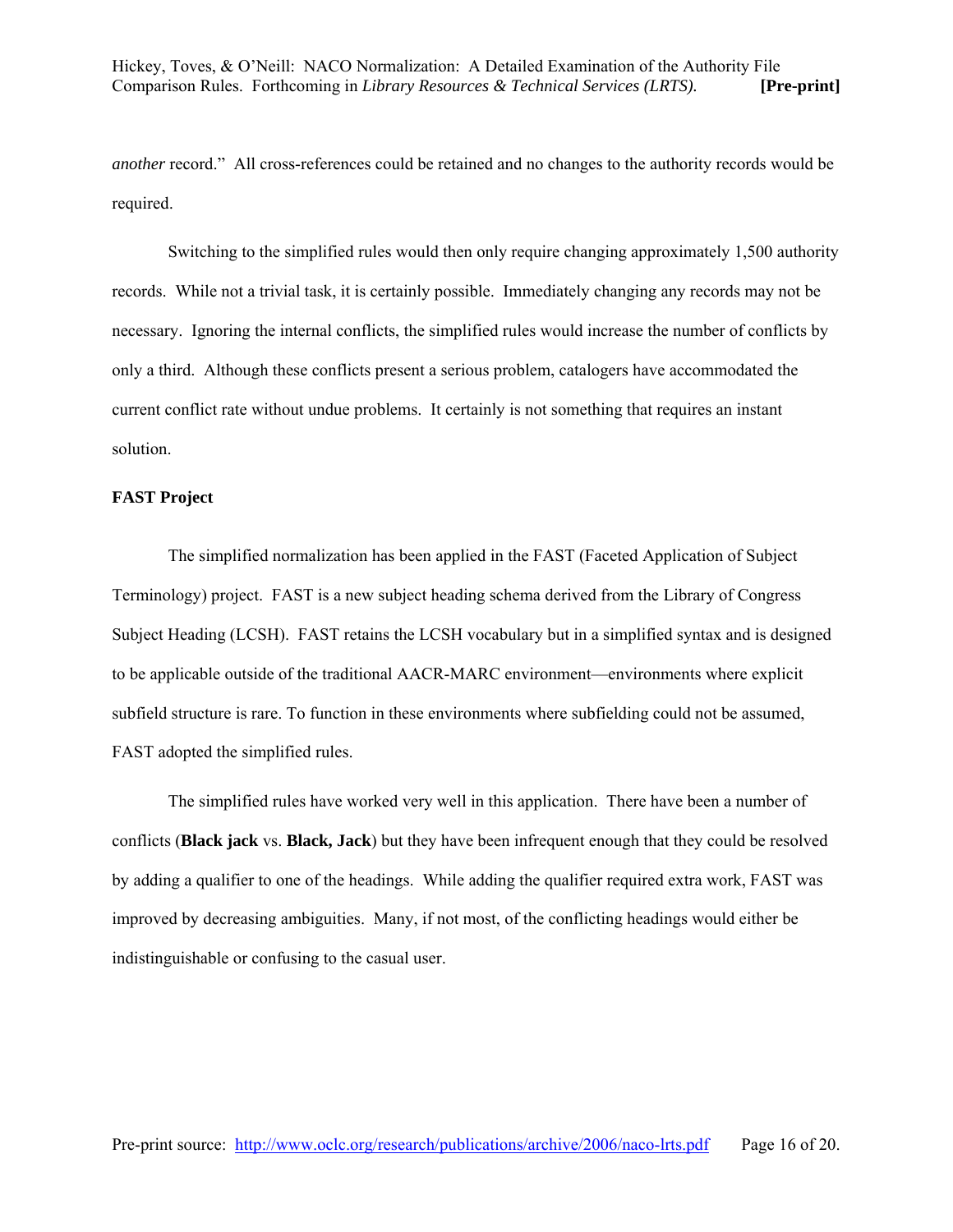*another* record." All cross-references could be retained and no changes to the authority records would be required.

Switching to the simplified rules would then only require changing approximately 1,500 authority records. While not a trivial task, it is certainly possible. Immediately changing any records may not be necessary. Ignoring the internal conflicts, the simplified rules would increase the number of conflicts by only a third. Although these conflicts present a serious problem, catalogers have accommodated the current conflict rate without undue problems. It certainly is not something that requires an instant solution.

**FAST Project**

The simplified normalization has been applied in the FAST (Faceted Application of Subject Terminology) project. FAST is a new subject heading schema derived from the Library of Congress Subject Heading (LCSH). FAST retains the LCSH vocabulary but in a simplified syntax and is designed to be applicable outside of the traditional AACR-MARC environment—environments where explicit subfield structure is rare. To function in these environments where subfielding could not be assumed, FAST adopted the simplified rules.

The simplified rules have worked very well in this application. There have been a number of conflicts (**Black jack** vs. **Black, Jack**) but they have been infrequent enough that they could be resolved by adding a qualifier to one of the headings. While adding the qualifier required extra work, FAST was improved by decreasing ambiguities. Many, if not most, of the conflicting headings would either be indistinguishable or confusing to the casual user.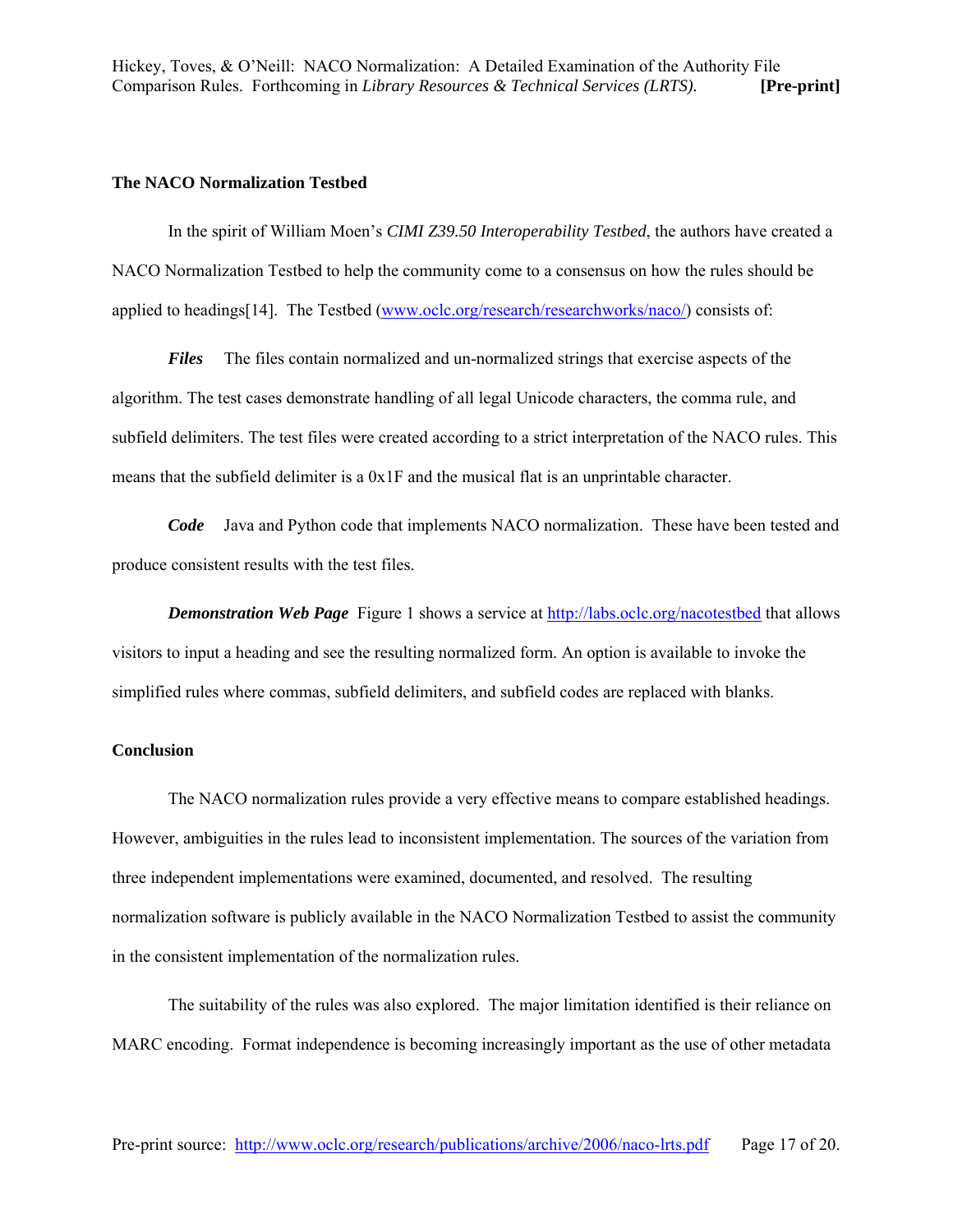## The NACO Normalization Testbed

In the spirit of William Moen's *CIMI Z39.50 Interoperability Testbed*, the authors have created a NACO Normalization Testbed to help the community come to a consensus on how the rules should be applied to headings[14]. The Testbed (www.oclc.org/research/researchworks/naco/) consists of:

***Files*** The files contain normalized and un-normalized strings that exercise aspects of the algorithm. The test cases demonstrate handling of all legal Unicode characters, the comma rule, and subfield delimiters. The test files were created according to a strict interpretation of the NACO rules. This means that the subfield delimiter is a 0x1F and the musical flat is an unprintable character.

***Code*** Java and Python code that implements NACO normalization. These have been tested and produce consistent results with the test files.

***Demonstration Web Page*** Figure 1 shows a service at http://labs.oclc.org/nacotestbed that allows visitors to input a heading and see the resulting normalized form. An option is available to invoke the simplified rules where commas, subfield delimiters, and subfield codes are replaced with blanks.

## Conclusion

The NACO normalization rules provide a very effective means to compare established headings. However, ambiguities in the rules lead to inconsistent implementation. The sources of the variation from three independent implementations were examined, documented, and resolved. The resulting normalization software is publicly available in the NACO Normalization Testbed to assist the community in the consistent implementation of the normalization rules.

The suitability of the rules was also explored. The major limitation identified is their reliance on MARC encoding. Format independence is becoming increasingly important as the use of other metadata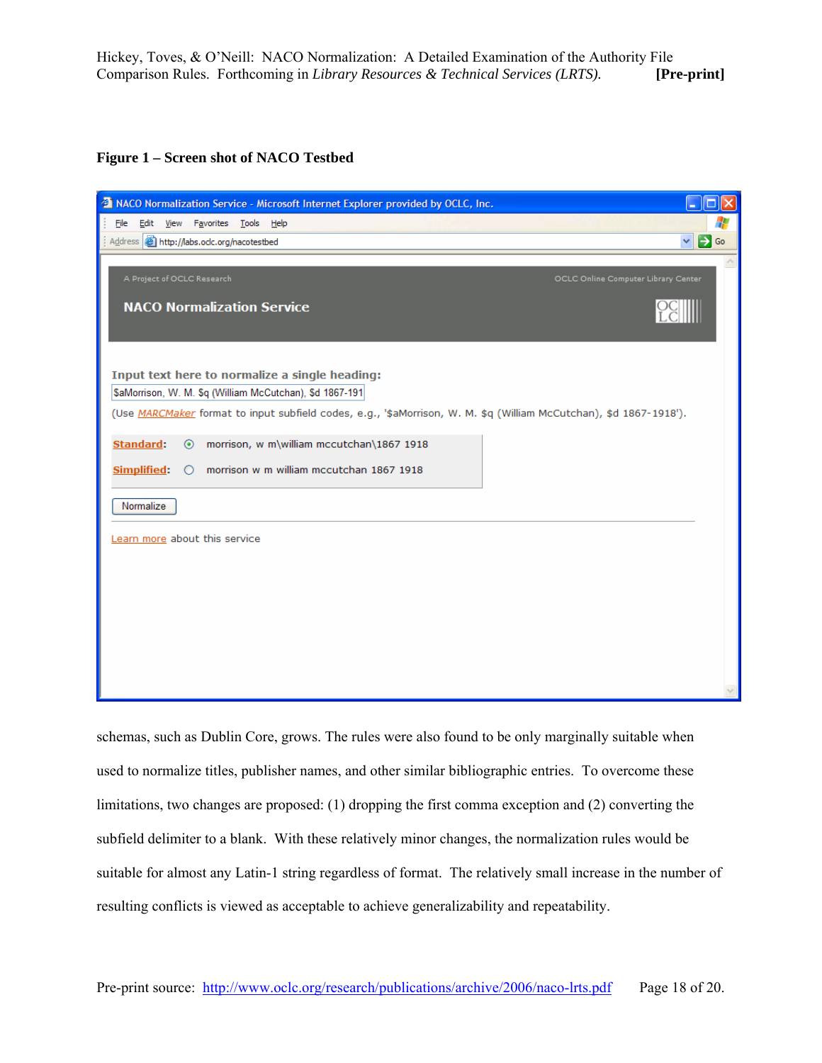**Figure 1 – Screen shot of NACO Testbed**

NACO Normalization Service - Microsoft Internet Explorer provided by OCLC, Inc.

A Project of OCLC Research

OCLC Online Computer Library Center

**NACO Normalization Service**

Input text here to normalize a single heading:

$aMorrison, W. M. $q (William McCutchan), $d 1867-191

(Use MARCMaker format to input subfield codes, e.g., '$aMorrison, W. M. $q (William McCutchan), $d 1867-1918').

Standard: morrison, w m\william mccutchan\1867 1918

Simplified: morrison w m william mccutchan 1867 1918

Normalize

Learn more about this service

schemas, such as Dublin Core, grows. The rules were also found to be only marginally suitable when used to normalize titles, publisher names, and other similar bibliographic entries. To overcome these limitations, two changes are proposed: (1) dropping the first comma exception and (2) converting the subfield delimiter to a blank. With these relatively minor changes, the normalization rules would be suitable for almost any Latin-1 string regardless of format. The relatively small increase in the number of resulting conflicts is viewed as acceptable to achieve generalizability and repeatability.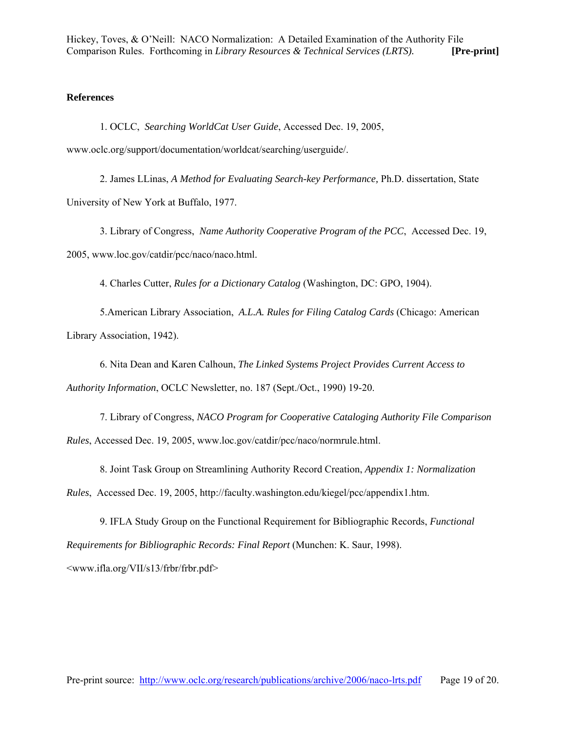**References**

1. OCLC, *Searching WorldCat User Guide*, Accessed Dec. 19, 2005, www.oclc.org/support/documentation/worldcat/searching/userguide/.

2. James LLinas, *A Method for Evaluating Search-key Performance,* Ph.D. dissertation, State University of New York at Buffalo, 1977.

3. Library of Congress, *Name Authority Cooperative Program of the PCC*, Accessed Dec. 19, 2005, www.loc.gov/catdir/pcc/naco/naco.html.

4. Charles Cutter, *Rules for a Dictionary Catalog* (Washington, DC: GPO, 1904).

5.American Library Association, *A.L.A. Rules for Filing Catalog Cards* (Chicago: American Library Association, 1942).

6. Nita Dean and Karen Calhoun, *The Linked Systems Project Provides Current Access to Authority Information*, OCLC Newsletter, no. 187 (Sept./Oct., 1990) 19-20.

7. Library of Congress, *NACO Program for Cooperative Cataloging Authority File Comparison Rules*, Accessed Dec. 19, 2005, www.loc.gov/catdir/pcc/naco/normrule.html.

8. Joint Task Group on Streamlining Authority Record Creation, *Appendix 1: Normalization Rules*, Accessed Dec. 19, 2005, http://faculty.washington.edu/kiegel/pcc/appendix1.htm.

9. IFLA Study Group on the Functional Requirement for Bibliographic Records, *Functional Requirements for Bibliographic Records: Final Report* (Munchen: K. Saur, 1998). <www.ifla.org/VII/s13/frbr/frbr.pdf>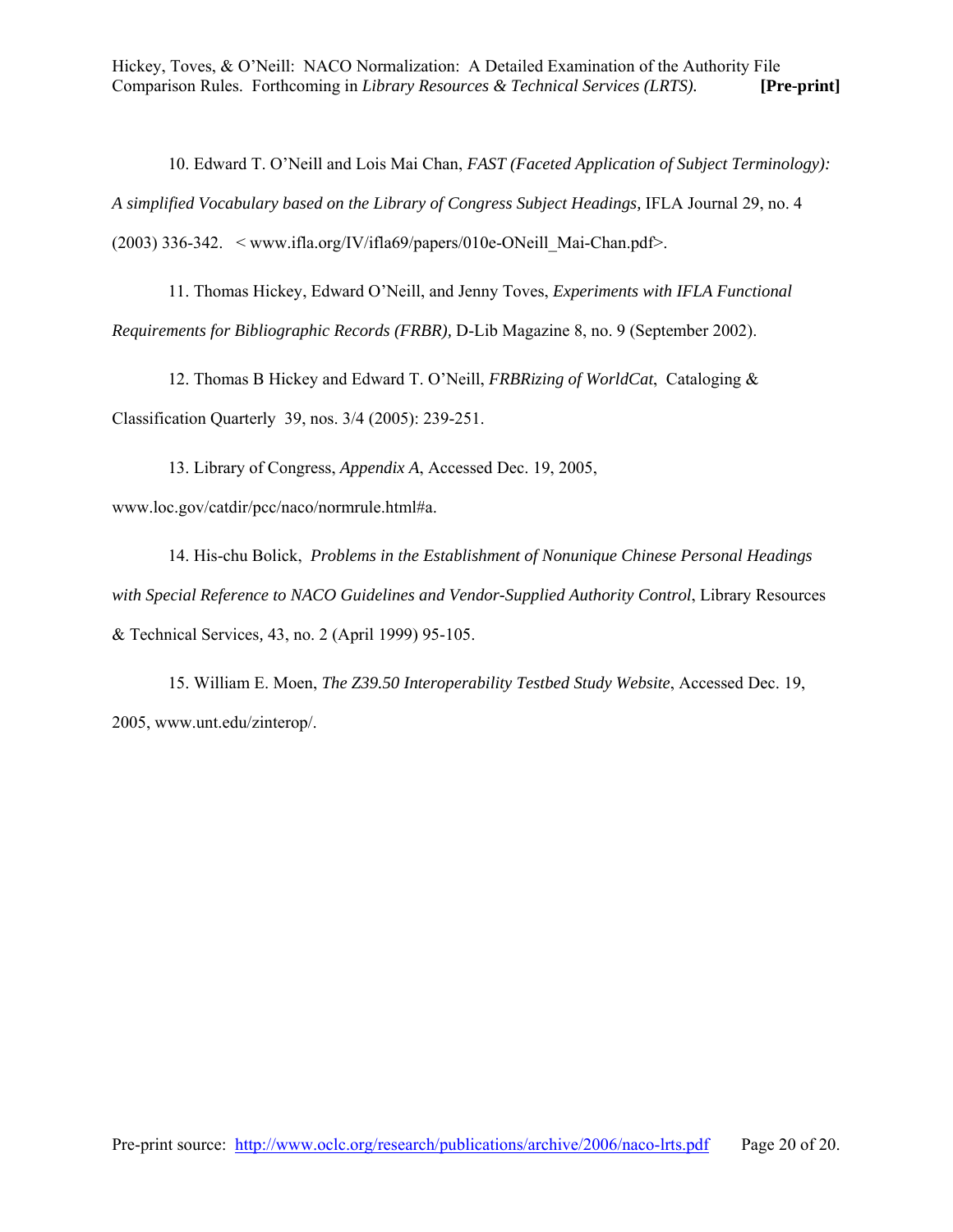10. Edward T. O'Neill and Lois Mai Chan, *FAST (Faceted Application of Subject Terminology): A simplified Vocabulary based on the Library of Congress Subject Headings,* IFLA Journal 29, no. 4 (2003) 336-342. < www.ifla.org/IV/ifla69/papers/010e-ONeill_Mai-Chan.pdf>.

11. Thomas Hickey, Edward O'Neill, and Jenny Toves, *Experiments with IFLA Functional Requirements for Bibliographic Records (FRBR),* D-Lib Magazine 8, no. 9 (September 2002).

12. Thomas B Hickey and Edward T. O'Neill, *FRBRizing of WorldCat*, Cataloging & Classification Quarterly 39, nos. 3/4 (2005): 239-251.

13. Library of Congress, *Appendix A*, Accessed Dec. 19, 2005, www.loc.gov/catdir/pcc/naco/normrule.html#a.

14. His-chu Bolick, *Problems in the Establishment of Nonunique Chinese Personal Headings with Special Reference to NACO Guidelines and Vendor-Supplied Authority Control*, Library Resources & Technical Services, 43, no. 2 (April 1999) 95-105.

15. William E. Moen, *The Z39.50 Interoperability Testbed Study Website*, Accessed Dec. 19, 2005, www.unt.edu/zinterop/.